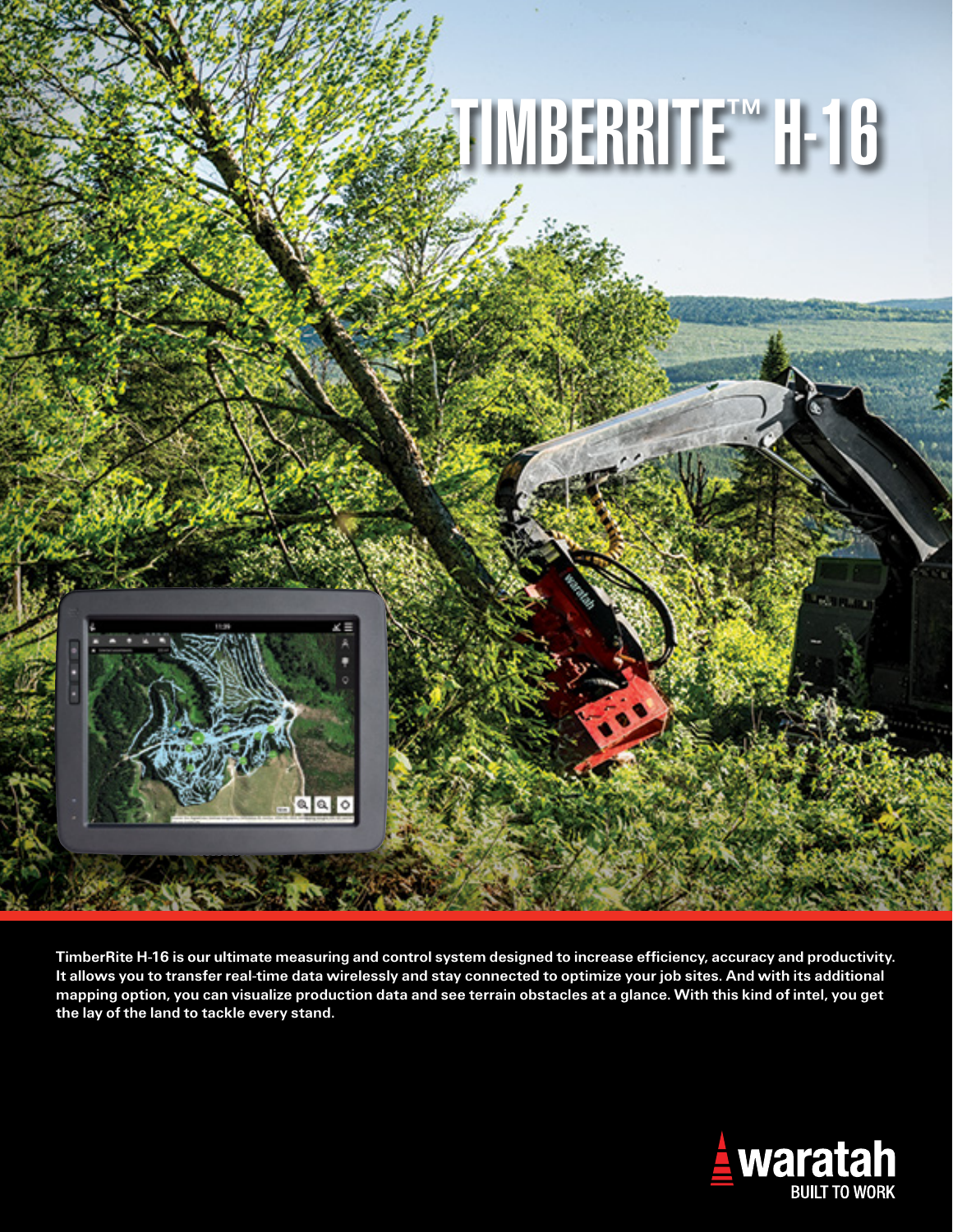# TIMBERRITE™ H-16

TimberRite H-16 is our ultimate measuring and control system designed to increase efficiency, accuracy and productivity. It allows you to transfer real-time data wirelessly and stay connected to optimize your job sites. And with its additional mapping option, you can visualize production data and see terrain obstacles at a glance. With this kind of intel, you get the lay of the land to tackle every stand.

waratah

BUILT TO WORK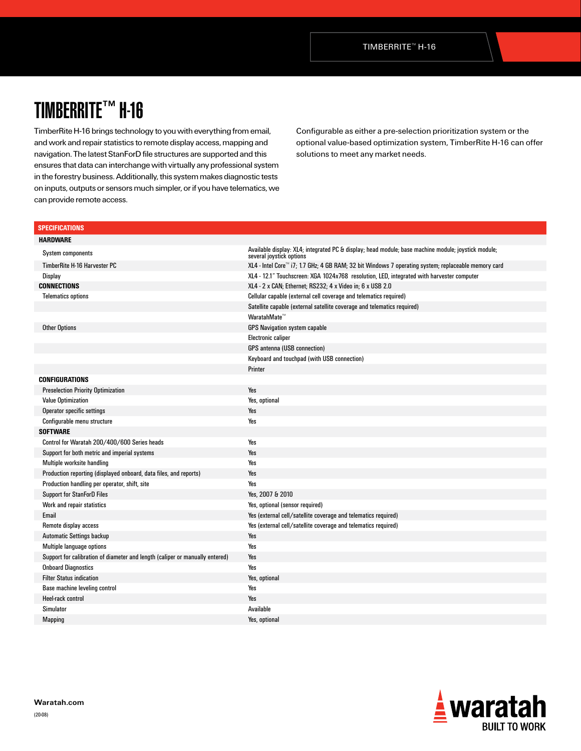# TIMBERRITE™ H-16

TimberRite H-16 brings technology to you with everything from email, and work and repair statistics to remote display access, mapping and navigation. The latest StanForD file structures are supported and this ensures that data can interchange with virtually any professional system in the forestry business. Additionally, this system makes diagnostic tests on inputs, outputs or sensors much simpler, or if you have telematics, we can provide remote access.

Configurable as either a pre-selection prioritization system or the optional value-based optimization system, TimberRite H-16 can offer solutions to meet any market needs.

| SPECIFICATIONS | |
|---|---|
| **HARDWARE** | |
| System components | Available display: XL4; integrated PC & display; head module; base machine module; joystick module; several joystick options |
| TimberRite H-16 Harvester PC | XL4 - Intel Core™ i7; 1.7 GHz; 4 GB RAM; 32 bit Windows 7 operating system; replaceable memory card |
| Display | XL4 - 12.1" Touchscreen: XGA 1024x768 resolution, LED, integrated with harvester computer |
| **CONNECTIONS** | XL4 - 2 x CAN; Ethernet; RS232; 4 x Video in; 6 x USB 2.0 |
| Telematics options | Cellular capable (external cell coverage and telematics required) |
| | Satellite capable (external satellite coverage and telematics required) |
| | WaratahMate™ |
| Other Options | GPS Navigation system capable |
| | Electronic caliper |
| | GPS antenna (USB connection) |
| | Keyboard and touchpad (with USB connection) |
| | Printer |
| **CONFIGURATIONS** | |
| Preselection Priority Optimization | Yes |
| Value Optimization | Yes, optional |
| Operator specific settings | Yes |
| Configurable menu structure | Yes |
| **SOFTWARE** | |
| Control for Waratah 200/400/600 Series heads | Yes |
| Support for both metric and imperial systems | Yes |
| Multiple worksite handling | Yes |
| Production reporting (displayed onboard, data files, and reports) | Yes |
| Production handling per operator, shift, site | Yes |
| Support for StanForD Files | Yes, 2007 & 2010 |
| Work and repair statistics | Yes, optional (sensor required) |
| Email | Yes (external cell/satellite coverage and telematics required) |
| Remote display access | Yes (external cell/satellite coverage and telematics required) |
| Automatic Settings backup | Yes |
| Multiple language options | Yes |
| Support for calibration of diameter and length (caliper or manually entered) | Yes |
| Onboard Diagnostics | Yes |
| Filter Status indication | Yes, optional |
| Base machine leveling control | Yes |
| Heel-rack control | Yes |
| Simulator | Available |
| Mapping | Yes, optional |

Waratah.com

(20-08)

waratah BUILT TO WORK